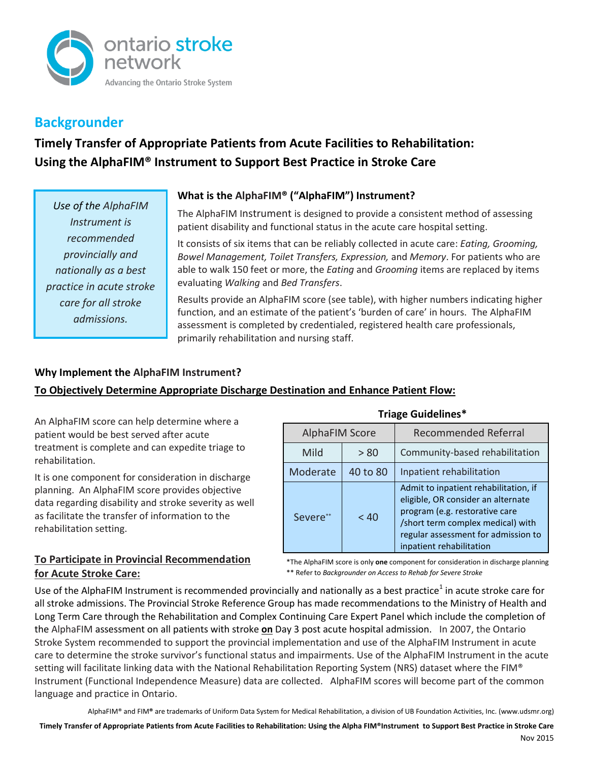ontario stroke network

Advancing the Ontario Stroke System

# Backgrounder

## Timely Transfer of Appropriate Patients from Acute Facilities to Rehabilitation: Using the AlphaFIM® Instrument to Support Best Practice in Stroke Care

*Use of the AlphaFIM Instrument is recommended provincially and nationally as a best practice in acute stroke care for all stroke admissions.*

### What is the AlphaFIM® ("AlphaFIM") Instrument?

The AlphaFIM Instrument is designed to provide a consistent method of assessing patient disability and functional status in the acute care hospital setting.

It consists of six items that can be reliably collected in acute care: *Eating, Grooming, Bowel Management, Toilet Transfers, Expression,* and *Memory*. For patients who are able to walk 150 feet or more, the *Eating* and *Grooming* items are replaced by items evaluating *Walking* and *Bed Transfers*.

Results provide an AlphaFIM score (see table), with higher numbers indicating higher function, and an estimate of the patient's 'burden of care' in hours. The AlphaFIM assessment is completed by credentialed, registered health care professionals, primarily rehabilitation and nursing staff.

### Why Implement the AlphaFIM Instrument?

**To Objectively Determine Appropriate Discharge Destination and Enhance Patient Flow:**

An AlphaFIM score can help determine where a patient would be best served after acute treatment is complete and can expedite triage to rehabilitation.

It is one component for consideration in discharge planning. An AlphaFIM score provides objective data regarding disability and stroke severity as well as facilitate the transfer of information to the rehabilitation setting.

**Triage Guidelines***

| AlphaFIM Score | | Recommended Referral |
|---|---|---|
| Mild | > 80 | Community-based rehabilitation |
| Moderate | 40 to 80 | Inpatient rehabilitation |
| Severe** | < 40 | Admit to inpatient rehabilitation, if eligible, OR consider an alternate program (e.g. restorative care /short term complex medical) with regular assessment for admission to inpatient rehabilitation |

*The AlphaFIM score is only **one** component for consideration in discharge planning
** Refer to *Backgrounder on Access to Rehab for Severe Stroke*

**To Participate in Provincial Recommendation for Acute Stroke Care:**

Use of the AlphaFIM Instrument is recommended provincially and nationally as a best practice[1] in acute stroke care for all stroke admissions. The Provincial Stroke Reference Group has made recommendations to the Ministry of Health and Long Term Care through the Rehabilitation and Complex Continuing Care Expert Panel which include the completion of the AlphaFIM assessment on all patients with stroke **on** Day 3 post acute hospital admission. In 2007, the Ontario Stroke System recommended to support the provincial implementation and use of the AlphaFIM Instrument in acute care to determine the stroke survivor's functional status and impairments. Use of the AlphaFIM Instrument in the acute setting will facilitate linking data with the National Rehabilitation Reporting System (NRS) dataset where the FIM® Instrument (Functional Independence Measure) data are collected. AlphaFIM scores will become part of the common language and practice in Ontario.

AlphaFIM® and FIM® are trademarks of Uniform Data System for Medical Rehabilitation, a division of UB Foundation Activities, Inc. (www.udsmr.org)

Nov 2015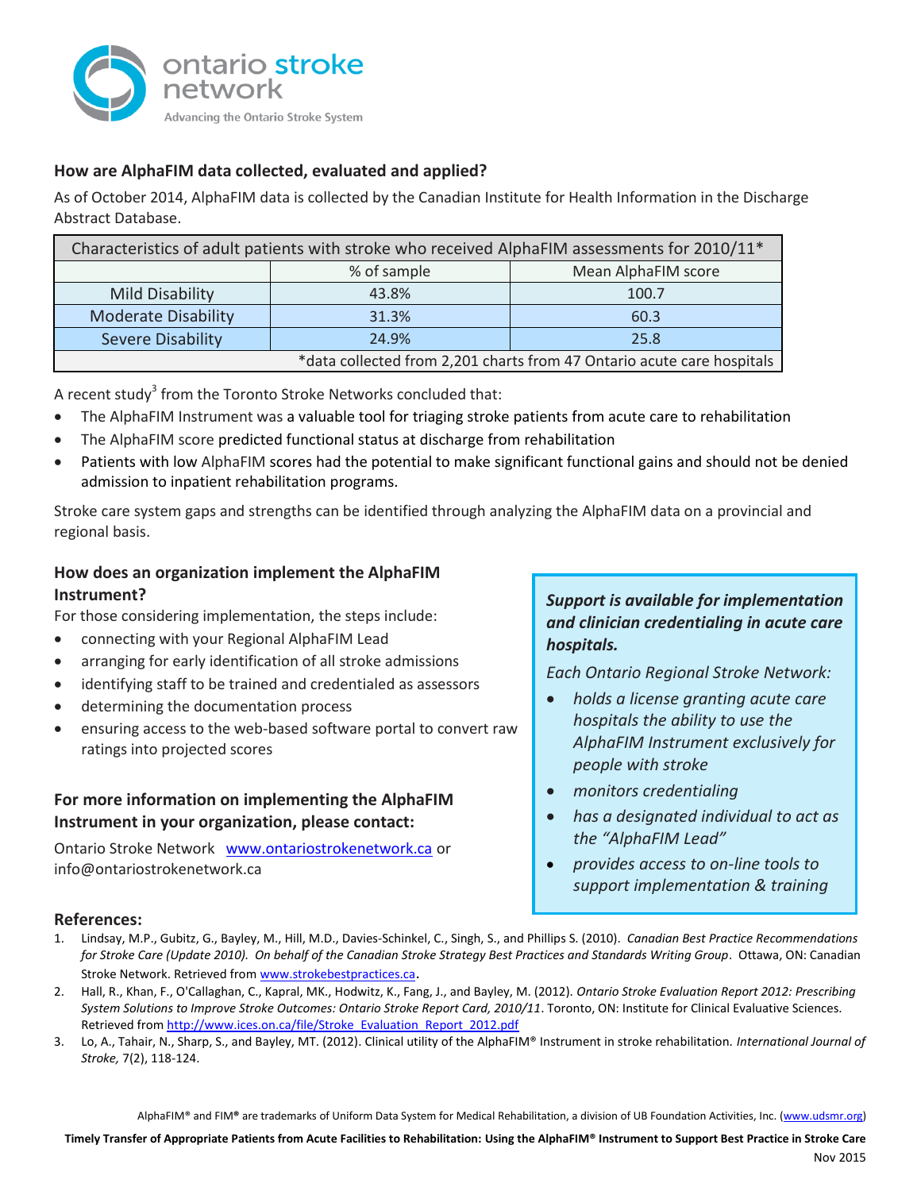ontario stroke network

Advancing the Ontario Stroke System

### How are AlphaFIM data collected, evaluated and applied?

As of October 2014, AlphaFIM data is collected by the Canadian Institute for Health Information in the Discharge Abstract Database.

| Characteristics of adult patients with stroke who received AlphaFIM assessments for 2010/11* | | |
|---|---|---|
| | % of sample | Mean AlphaFIM score |
| Mild Disability | 43.8% | 100.7 |
| Moderate Disability | 31.3% | 60.3 |
| Severe Disability | 24.9% | 25.8 |
| *data collected from 2,201 charts from 47 Ontario acute care hospitals | | |

A recent study[3] from the Toronto Stroke Networks concluded that:

- The AlphaFIM Instrument was a valuable tool for triaging stroke patients from acute care to rehabilitation
- The AlphaFIM score predicted functional status at discharge from rehabilitation
- Patients with low AlphaFIM scores had the potential to make significant functional gains and should not be denied admission to inpatient rehabilitation programs.

Stroke care system gaps and strengths can be identified through analyzing the AlphaFIM data on a provincial and regional basis.

### How does an organization implement the AlphaFIM Instrument?

For those considering implementation, the steps include:

- connecting with your Regional AlphaFIM Lead
- arranging for early identification of all stroke admissions
- identifying staff to be trained and credentialed as assessors
- determining the documentation process
- ensuring access to the web-based software portal to convert raw ratings into projected scores

### For more information on implementing the AlphaFIM Instrument in your organization, please contact:

Ontario Stroke Network www.ontariostrokenetwork.ca or info@ontariostrokenetwork.ca

***Support is available for implementation and clinician credentialing in acute care hospitals.***

*Each Ontario Regional Stroke Network:*

- *holds a license granting acute care hospitals the ability to use the AlphaFIM Instrument exclusively for people with stroke*
- *monitors credentialing*
- *has a designated individual to act as the "AlphaFIM Lead"*
- *provides access to on-line tools to support implementation & training*

### References:

1. Lindsay, M.P., Gubitz, G., Bayley, M., Hill, M.D., Davies-Schinkel, C., Singh, S., and Phillips S. (2010). *Canadian Best Practice Recommendations for Stroke Care (Update 2010). On behalf of the Canadian Stroke Strategy Best Practices and Standards Writing Group*. Ottawa, ON: Canadian Stroke Network. Retrieved from www.strokebestpractices.ca.
2. Hall, R., Khan, F., O'Callaghan, C., Kapral, MK., Hodwitz, K., Fang, J., and Bayley, M. (2012). *Ontario Stroke Evaluation Report 2012: Prescribing System Solutions to Improve Stroke Outcomes: Ontario Stroke Report Card, 2010/11*. Toronto, ON: Institute for Clinical Evaluative Sciences. Retrieved from http://www.ices.on.ca/file/Stroke_Evaluation_Report_2012.pdf
3. Lo, A., Tahair, N., Sharp, S., and Bayley, MT. (2012). Clinical utility of the AlphaFIM® Instrument in stroke rehabilitation. *International Journal of Stroke,* 7(2), 118-124.

AlphaFIM® and FIM® are trademarks of Uniform Data System for Medical Rehabilitation, a division of UB Foundation Activities, Inc. (www.udsmr.org)

**Timely Transfer of Appropriate Patients from Acute Facilities to Rehabilitation: Using the AlphaFIM® Instrument to Support Best Practice in Stroke Care**

Nov 2015